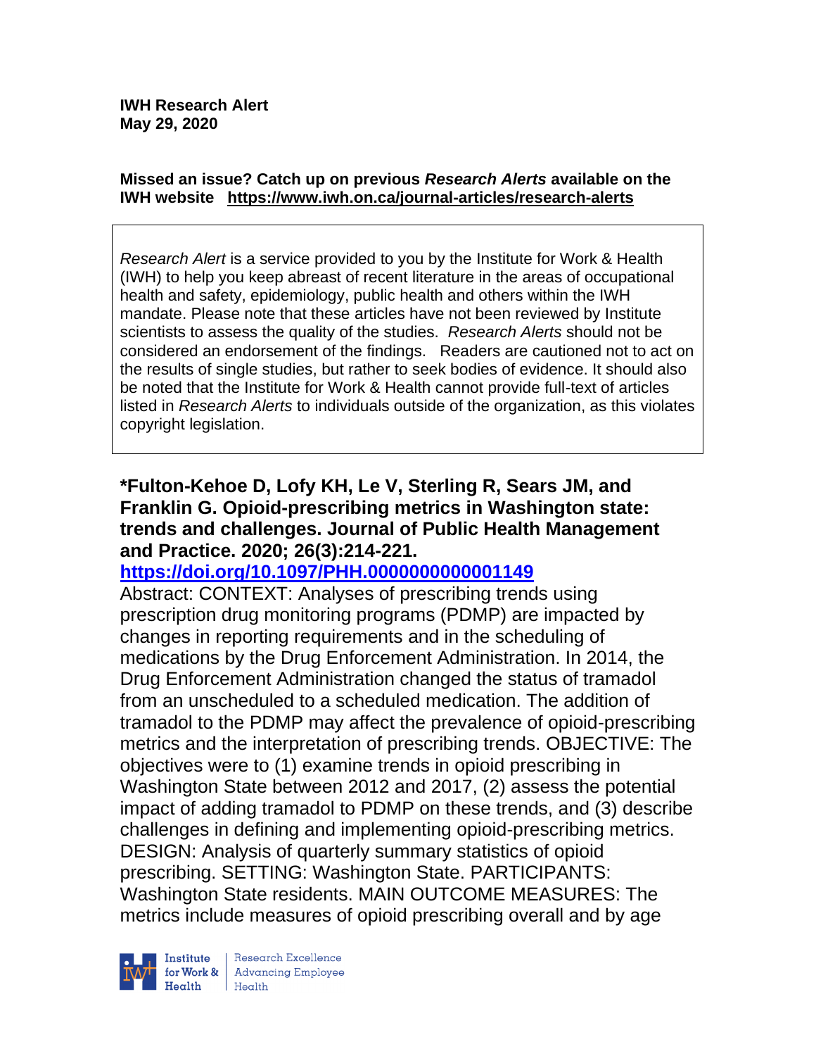**IWH Research Alert**
**May 29, 2020**

**Missed an issue? Catch up on previous *Research Alerts* available on the IWH website https://www.iwh.on.ca/journal-articles/research-alerts**

*Research Alert* is a service provided to you by the Institute for Work & Health (IWH) to help you keep abreast of recent literature in the areas of occupational health and safety, epidemiology, public health and others within the IWH mandate. Please note that these articles have not been reviewed by Institute scientists to assess the quality of the studies. *Research Alerts* should not be considered an endorsement of the findings. Readers are cautioned not to act on the results of single studies, but rather to seek bodies of evidence. It should also be noted that the Institute for Work & Health cannot provide full-text of articles listed in *Research Alerts* to individuals outside of the organization, as this violates copyright legislation.

**\*Fulton-Kehoe D, Lofy KH, Le V, Sterling R, Sears JM, and Franklin G. Opioid-prescribing metrics in Washington state: trends and challenges. Journal of Public Health Management and Practice. 2020; 26(3):214-221.**
**https://doi.org/10.1097/PHH.0000000000001149**

Abstract: CONTEXT: Analyses of prescribing trends using prescription drug monitoring programs (PDMP) are impacted by changes in reporting requirements and in the scheduling of medications by the Drug Enforcement Administration. In 2014, the Drug Enforcement Administration changed the status of tramadol from an unscheduled to a scheduled medication. The addition of tramadol to the PDMP may affect the prevalence of opioid-prescribing metrics and the interpretation of prescribing trends. OBJECTIVE: The objectives were to (1) examine trends in opioid prescribing in Washington State between 2012 and 2017, (2) assess the potential impact of adding tramadol to PDMP on these trends, and (3) describe challenges in defining and implementing opioid-prescribing metrics. DESIGN: Analysis of quarterly summary statistics of opioid prescribing. SETTING: Washington State. PARTICIPANTS: Washington State residents. MAIN OUTCOME MEASURES: The metrics include measures of opioid prescribing overall and by age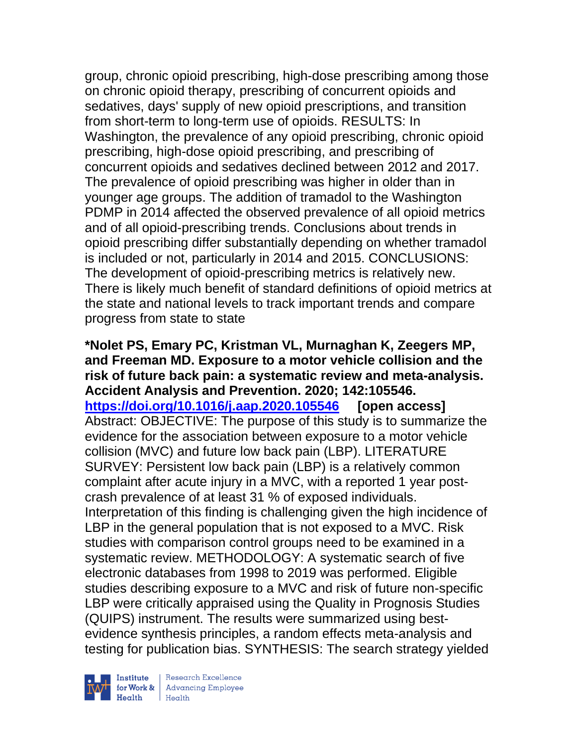group, chronic opioid prescribing, high-dose prescribing among those on chronic opioid therapy, prescribing of concurrent opioids and sedatives, days' supply of new opioid prescriptions, and transition from short-term to long-term use of opioids. RESULTS: In Washington, the prevalence of any opioid prescribing, chronic opioid prescribing, high-dose opioid prescribing, and prescribing of concurrent opioids and sedatives declined between 2012 and 2017. The prevalence of opioid prescribing was higher in older than in younger age groups. The addition of tramadol to the Washington PDMP in 2014 affected the observed prevalence of all opioid metrics and of all opioid-prescribing trends. Conclusions about trends in opioid prescribing differ substantially depending on whether tramadol is included or not, particularly in 2014 and 2015. CONCLUSIONS: The development of opioid-prescribing metrics is relatively new. There is likely much benefit of standard definitions of opioid metrics at the state and national levels to track important trends and compare progress from state to state

**\*Nolet PS, Emary PC, Kristman VL, Murnaghan K, Zeegers MP, and Freeman MD. Exposure to a motor vehicle collision and the risk of future back pain: a systematic review and meta-analysis. Accident Analysis and Prevention. 2020; 142:105546. https://doi.org/10.1016/j.aap.2020.105546 [open access]**
Abstract: OBJECTIVE: The purpose of this study is to summarize the evidence for the association between exposure to a motor vehicle collision (MVC) and future low back pain (LBP). LITERATURE SURVEY: Persistent low back pain (LBP) is a relatively common complaint after acute injury in a MVC, with a reported 1 year post-crash prevalence of at least 31 % of exposed individuals. Interpretation of this finding is challenging given the high incidence of LBP in the general population that is not exposed to a MVC. Risk studies with comparison control groups need to be examined in a systematic review. METHODOLOGY: A systematic search of five electronic databases from 1998 to 2019 was performed. Eligible studies describing exposure to a MVC and risk of future non-specific LBP were critically appraised using the Quality in Prognosis Studies (QUIPS) instrument. The results were summarized using best-evidence synthesis principles, a random effects meta-analysis and testing for publication bias. SYNTHESIS: The search strategy yielded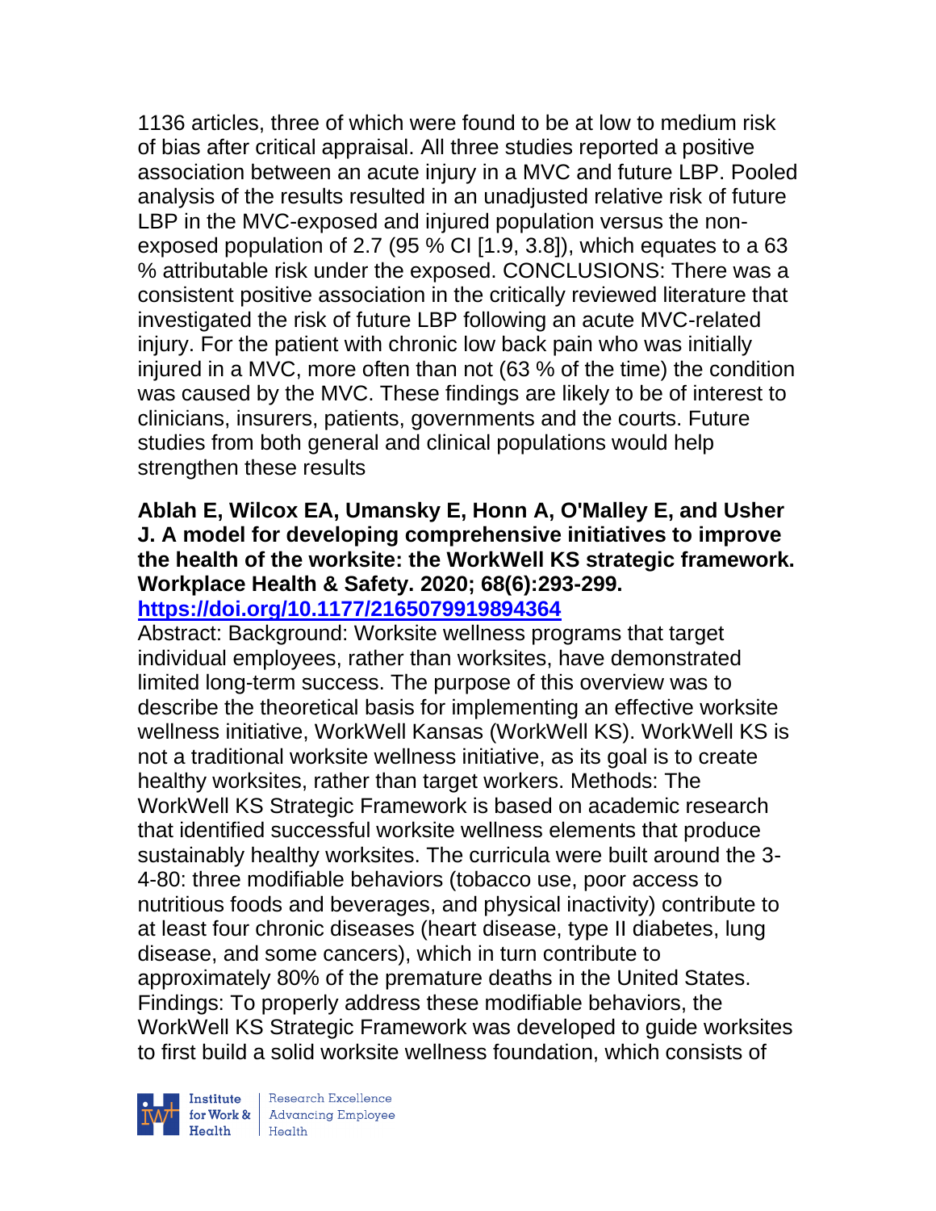1136 articles, three of which were found to be at low to medium risk of bias after critical appraisal. All three studies reported a positive association between an acute injury in a MVC and future LBP. Pooled analysis of the results resulted in an unadjusted relative risk of future LBP in the MVC-exposed and injured population versus the non-exposed population of 2.7 (95 % CI [1.9, 3.8]), which equates to a 63 % attributable risk under the exposed. CONCLUSIONS: There was a consistent positive association in the critically reviewed literature that investigated the risk of future LBP following an acute MVC-related injury. For the patient with chronic low back pain who was initially injured in a MVC, more often than not (63 % of the time) the condition was caused by the MVC. These findings are likely to be of interest to clinicians, insurers, patients, governments and the courts. Future studies from both general and clinical populations would help strengthen these results

**Ablah E, Wilcox EA, Umansky E, Honn A, O'Malley E, and Usher J. A model for developing comprehensive initiatives to improve the health of the worksite: the WorkWell KS strategic framework. Workplace Health & Safety. 2020; 68(6):293-299. https://doi.org/10.1177/2165079919894364**

Abstract: Background: Worksite wellness programs that target individual employees, rather than worksites, have demonstrated limited long-term success. The purpose of this overview was to describe the theoretical basis for implementing an effective worksite wellness initiative, WorkWell Kansas (WorkWell KS). WorkWell KS is not a traditional worksite wellness initiative, as its goal is to create healthy worksites, rather than target workers. Methods: The WorkWell KS Strategic Framework is based on academic research that identified successful worksite wellness elements that produce sustainably healthy worksites. The curricula were built around the 3-4-80: three modifiable behaviors (tobacco use, poor access to nutritious foods and beverages, and physical inactivity) contribute to at least four chronic diseases (heart disease, type II diabetes, lung disease, and some cancers), which in turn contribute to approximately 80% of the premature deaths in the United States. Findings: To properly address these modifiable behaviors, the WorkWell KS Strategic Framework was developed to guide worksites to first build a solid worksite wellness foundation, which consists of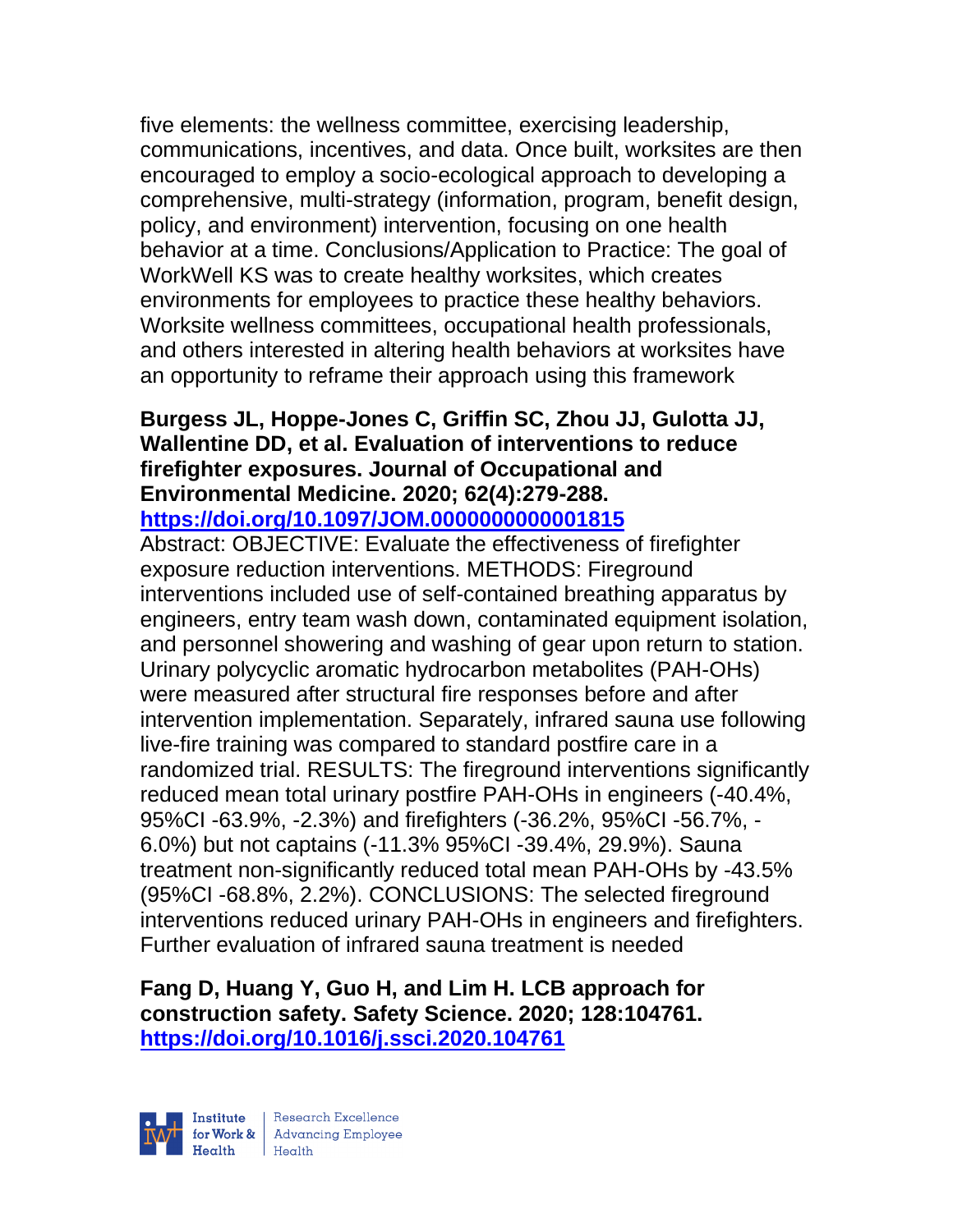five elements: the wellness committee, exercising leadership, communications, incentives, and data. Once built, worksites are then encouraged to employ a socio-ecological approach to developing a comprehensive, multi-strategy (information, program, benefit design, policy, and environment) intervention, focusing on one health behavior at a time. Conclusions/Application to Practice: The goal of WorkWell KS was to create healthy worksites, which creates environments for employees to practice these healthy behaviors. Worksite wellness committees, occupational health professionals, and others interested in altering health behaviors at worksites have an opportunity to reframe their approach using this framework

**Burgess JL, Hoppe-Jones C, Griffin SC, Zhou JJ, Gulotta JJ, Wallentine DD, et al. Evaluation of interventions to reduce firefighter exposures. Journal of Occupational and Environmental Medicine. 2020; 62(4):279-288. https://doi.org/10.1097/JOM.0000000000001815**

Abstract: OBJECTIVE: Evaluate the effectiveness of firefighter exposure reduction interventions. METHODS: Fireground interventions included use of self-contained breathing apparatus by engineers, entry team wash down, contaminated equipment isolation, and personnel showering and washing of gear upon return to station. Urinary polycyclic aromatic hydrocarbon metabolites (PAH-OHs) were measured after structural fire responses before and after intervention implementation. Separately, infrared sauna use following live-fire training was compared to standard postfire care in a randomized trial. RESULTS: The fireground interventions significantly reduced mean total urinary postfire PAH-OHs in engineers (-40.4%, 95%CI -63.9%, -2.3%) and firefighters (-36.2%, 95%CI -56.7%, -6.0%) but not captains (-11.3% 95%CI -39.4%, 29.9%). Sauna treatment non-significantly reduced total mean PAH-OHs by -43.5% (95%CI -68.8%, 2.2%). CONCLUSIONS: The selected fireground interventions reduced urinary PAH-OHs in engineers and firefighters. Further evaluation of infrared sauna treatment is needed

**Fang D, Huang Y, Guo H, and Lim H. LCB approach for construction safety. Safety Science. 2020; 128:104761. https://doi.org/10.1016/j.ssci.2020.104761**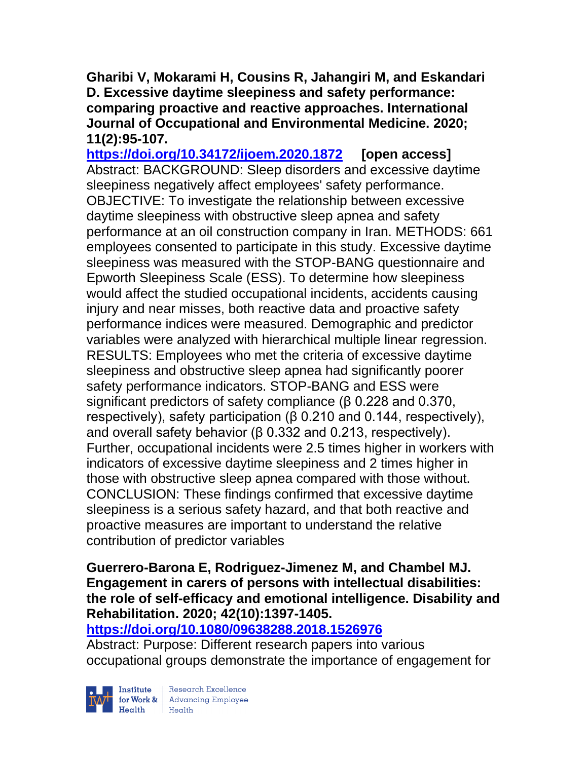**Gharibi V, Mokarami H, Cousins R, Jahangiri M, and Eskandari D. Excessive daytime sleepiness and safety performance: comparing proactive and reactive approaches. International Journal of Occupational and Environmental Medicine. 2020; 11(2):95-107.**

https://doi.org/10.34172/ijoem.2020.1872 **[open access]**

Abstract: BACKGROUND: Sleep disorders and excessive daytime sleepiness negatively affect employees' safety performance. OBJECTIVE: To investigate the relationship between excessive daytime sleepiness with obstructive sleep apnea and safety performance at an oil construction company in Iran. METHODS: 661 employees consented to participate in this study. Excessive daytime sleepiness was measured with the STOP-BANG questionnaire and Epworth Sleepiness Scale (ESS). To determine how sleepiness would affect the studied occupational incidents, accidents causing injury and near misses, both reactive data and proactive safety performance indices were measured. Demographic and predictor variables were analyzed with hierarchical multiple linear regression. RESULTS: Employees who met the criteria of excessive daytime sleepiness and obstructive sleep apnea had significantly poorer safety performance indicators. STOP-BANG and ESS were significant predictors of safety compliance (β 0.228 and 0.370, respectively), safety participation (β 0.210 and 0.144, respectively), and overall safety behavior (β 0.332 and 0.213, respectively). Further, occupational incidents were 2.5 times higher in workers with indicators of excessive daytime sleepiness and 2 times higher in those with obstructive sleep apnea compared with those without. CONCLUSION: These findings confirmed that excessive daytime sleepiness is a serious safety hazard, and that both reactive and proactive measures are important to understand the relative contribution of predictor variables

**Guerrero-Barona E, Rodriguez-Jimenez M, and Chambel MJ. Engagement in carers of persons with intellectual disabilities: the role of self-efficacy and emotional intelligence. Disability and Rehabilitation. 2020; 42(10):1397-1405.**

https://doi.org/10.1080/09638288.2018.1526976

Abstract: Purpose: Different research papers into various occupational groups demonstrate the importance of engagement for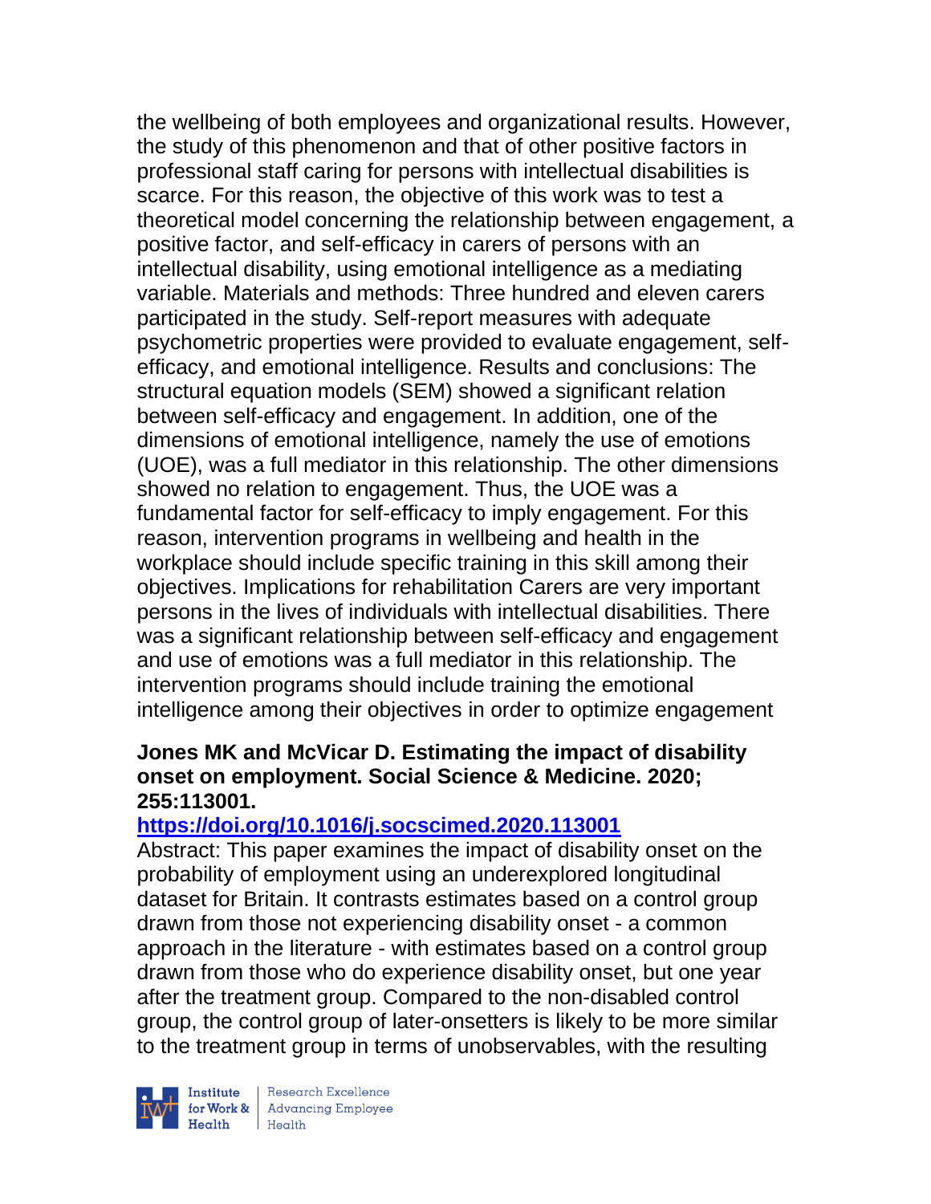the wellbeing of both employees and organizational results. However, the study of this phenomenon and that of other positive factors in professional staff caring for persons with intellectual disabilities is scarce. For this reason, the objective of this work was to test a theoretical model concerning the relationship between engagement, a positive factor, and self-efficacy in carers of persons with an intellectual disability, using emotional intelligence as a mediating variable. Materials and methods: Three hundred and eleven carers participated in the study. Self-report measures with adequate psychometric properties were provided to evaluate engagement, self-efficacy, and emotional intelligence. Results and conclusions: The structural equation models (SEM) showed a significant relation between self-efficacy and engagement. In addition, one of the dimensions of emotional intelligence, namely the use of emotions (UOE), was a full mediator in this relationship. The other dimensions showed no relation to engagement. Thus, the UOE was a fundamental factor for self-efficacy to imply engagement. For this reason, intervention programs in wellbeing and health in the workplace should include specific training in this skill among their objectives. Implications for rehabilitation Carers are very important persons in the lives of individuals with intellectual disabilities. There was a significant relationship between self-efficacy and engagement and use of emotions was a full mediator in this relationship. The intervention programs should include training the emotional intelligence among their objectives in order to optimize engagement

**Jones MK and McVicar D. Estimating the impact of disability onset on employment. Social Science & Medicine. 2020; 255:113001.**

**https://doi.org/10.1016/j.socscimed.2020.113001**

Abstract: This paper examines the impact of disability onset on the probability of employment using an underexplored longitudinal dataset for Britain. It contrasts estimates based on a control group drawn from those not experiencing disability onset - a common approach in the literature - with estimates based on a control group drawn from those who do experience disability onset, but one year after the treatment group. Compared to the non-disabled control group, the control group of later-onsetters is likely to be more similar to the treatment group in terms of unobservables, with the resulting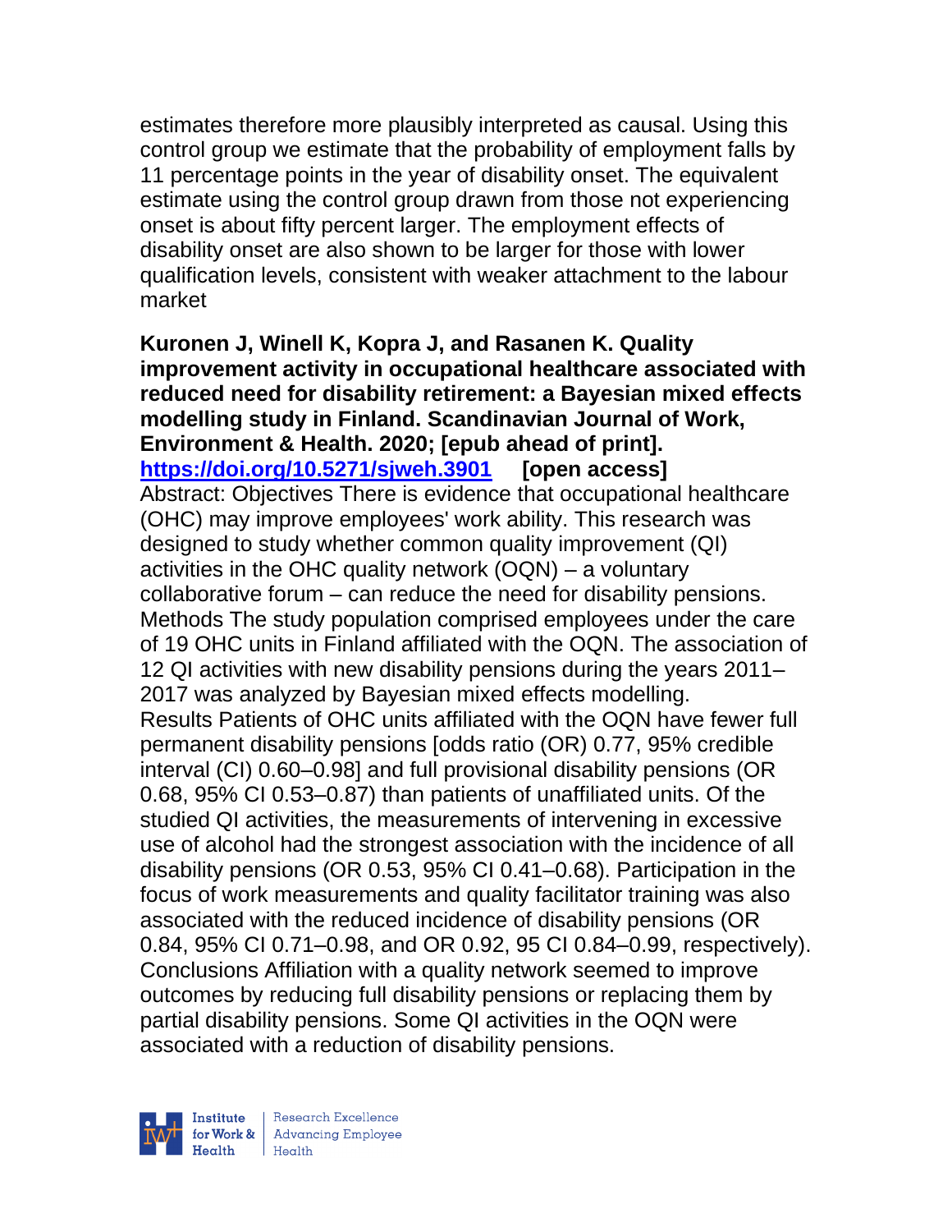estimates therefore more plausibly interpreted as causal. Using this control group we estimate that the probability of employment falls by 11 percentage points in the year of disability onset. The equivalent estimate using the control group drawn from those not experiencing onset is about fifty percent larger. The employment effects of disability onset are also shown to be larger for those with lower qualification levels, consistent with weaker attachment to the labour market

**Kuronen J, Winell K, Kopra J, and Rasanen K. Quality improvement activity in occupational healthcare associated with reduced need for disability retirement: a Bayesian mixed effects modelling study in Finland. Scandinavian Journal of Work, Environment & Health. 2020; [epub ahead of print]. https://doi.org/10.5271/sjweh.3901 [open access]**

Abstract: Objectives There is evidence that occupational healthcare (OHC) may improve employees' work ability. This research was designed to study whether common quality improvement (QI) activities in the OHC quality network (OQN) – a voluntary collaborative forum – can reduce the need for disability pensions. Methods The study population comprised employees under the care of 19 OHC units in Finland affiliated with the OQN. The association of 12 QI activities with new disability pensions during the years 2011–2017 was analyzed by Bayesian mixed effects modelling. Results Patients of OHC units affiliated with the OQN have fewer full permanent disability pensions [odds ratio (OR) 0.77, 95% credible interval (CI) 0.60–0.98] and full provisional disability pensions (OR 0.68, 95% CI 0.53–0.87) than patients of unaffiliated units. Of the studied QI activities, the measurements of intervening in excessive use of alcohol had the strongest association with the incidence of all disability pensions (OR 0.53, 95% CI 0.41–0.68). Participation in the focus of work measurements and quality facilitator training was also associated with the reduced incidence of disability pensions (OR 0.84, 95% CI 0.71–0.98, and OR 0.92, 95 CI 0.84–0.99, respectively). Conclusions Affiliation with a quality network seemed to improve outcomes by reducing full disability pensions or replacing them by partial disability pensions. Some QI activities in the OQN were associated with a reduction of disability pensions.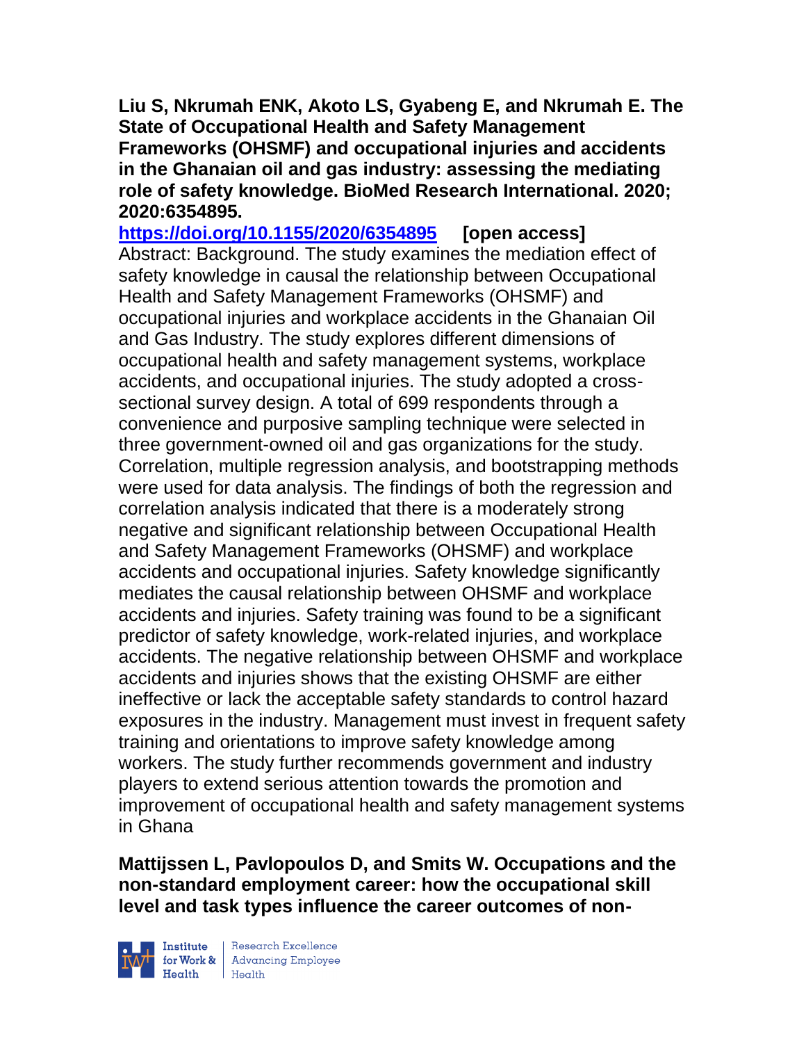**Liu S, Nkrumah ENK, Akoto LS, Gyabeng E, and Nkrumah E. The State of Occupational Health and Safety Management Frameworks (OHSMF) and occupational injuries and accidents in the Ghanaian oil and gas industry: assessing the mediating role of safety knowledge. BioMed Research International. 2020; 2020:6354895.**

**https://doi.org/10.1155/2020/6354895 [open access]**

Abstract: Background. The study examines the mediation effect of safety knowledge in causal the relationship between Occupational Health and Safety Management Frameworks (OHSMF) and occupational injuries and workplace accidents in the Ghanaian Oil and Gas Industry. The study explores different dimensions of occupational health and safety management systems, workplace accidents, and occupational injuries. The study adopted a cross-sectional survey design. A total of 699 respondents through a convenience and purposive sampling technique were selected in three government-owned oil and gas organizations for the study. Correlation, multiple regression analysis, and bootstrapping methods were used for data analysis. The findings of both the regression and correlation analysis indicated that there is a moderately strong negative and significant relationship between Occupational Health and Safety Management Frameworks (OHSMF) and workplace accidents and occupational injuries. Safety knowledge significantly mediates the causal relationship between OHSMF and workplace accidents and injuries. Safety training was found to be a significant predictor of safety knowledge, work-related injuries, and workplace accidents. The negative relationship between OHSMF and workplace accidents and injuries shows that the existing OHSMF are either ineffective or lack the acceptable safety standards to control hazard exposures in the industry. Management must invest in frequent safety training and orientations to improve safety knowledge among workers. The study further recommends government and industry players to extend serious attention towards the promotion and improvement of occupational health and safety management systems in Ghana

**Mattijssen L, Pavlopoulos D, and Smits W. Occupations and the non-standard employment career: how the occupational skill level and task types influence the career outcomes of non-**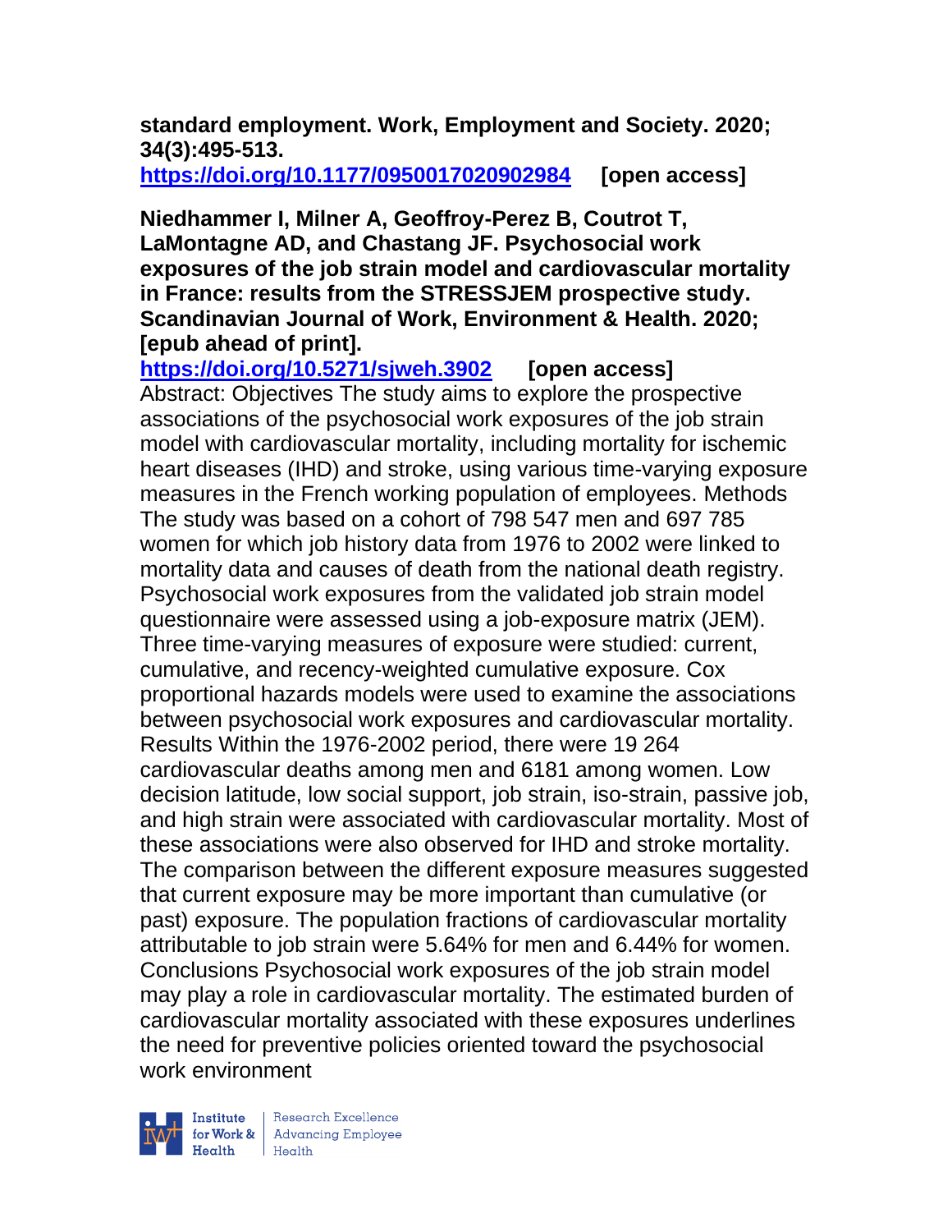**standard employment. Work, Employment and Society. 2020; 34(3):495-513.**
**https://doi.org/10.1177/0950017020902984** **[open access]**

**Niedhammer I, Milner A, Geoffroy-Perez B, Coutrot T, LaMontagne AD, and Chastang JF. Psychosocial work exposures of the job strain model and cardiovascular mortality in France: results from the STRESSJEM prospective study. Scandinavian Journal of Work, Environment & Health. 2020; [epub ahead of print].**
**https://doi.org/10.5271/sjweh.3902** **[open access]**
Abstract: Objectives The study aims to explore the prospective associations of the psychosocial work exposures of the job strain model with cardiovascular mortality, including mortality for ischemic heart diseases (IHD) and stroke, using various time-varying exposure measures in the French working population of employees. Methods The study was based on a cohort of 798 547 men and 697 785 women for which job history data from 1976 to 2002 were linked to mortality data and causes of death from the national death registry. Psychosocial work exposures from the validated job strain model questionnaire were assessed using a job-exposure matrix (JEM). Three time-varying measures of exposure were studied: current, cumulative, and recency-weighted cumulative exposure. Cox proportional hazards models were used to examine the associations between psychosocial work exposures and cardiovascular mortality. Results Within the 1976-2002 period, there were 19 264 cardiovascular deaths among men and 6181 among women. Low decision latitude, low social support, job strain, iso-strain, passive job, and high strain were associated with cardiovascular mortality. Most of these associations were also observed for IHD and stroke mortality. The comparison between the different exposure measures suggested that current exposure may be more important than cumulative (or past) exposure. The population fractions of cardiovascular mortality attributable to job strain were 5.64% for men and 6.44% for women. Conclusions Psychosocial work exposures of the job strain model may play a role in cardiovascular mortality. The estimated burden of cardiovascular mortality associated with these exposures underlines the need for preventive policies oriented toward the psychosocial work environment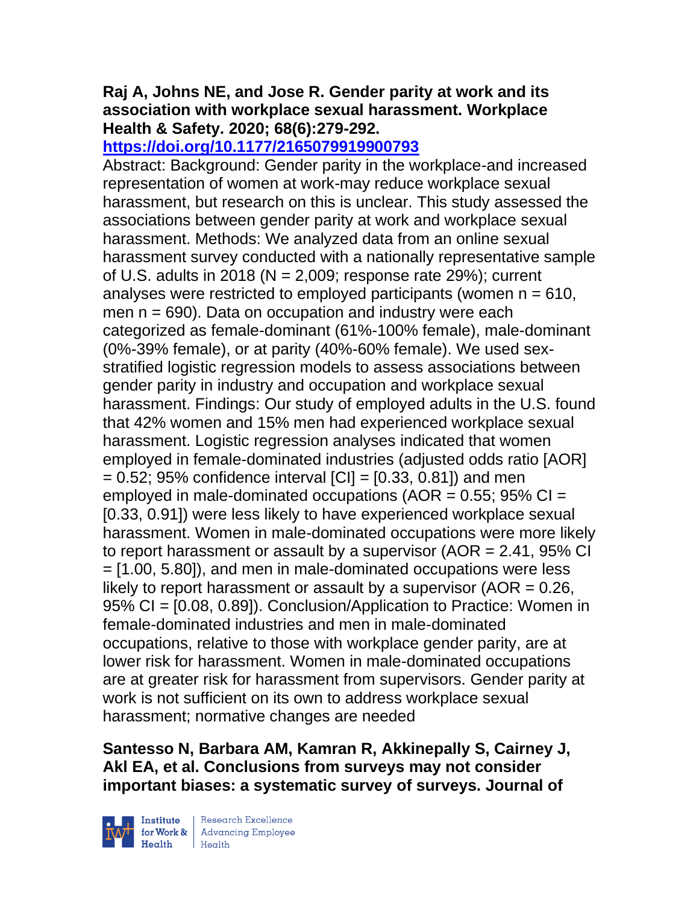**Raj A, Johns NE, and Jose R. Gender parity at work and its association with workplace sexual harassment. Workplace Health & Safety. 2020; 68(6):279-292. https://doi.org/10.1177/2165079919900793**

Abstract: Background: Gender parity in the workplace-and increased representation of women at work-may reduce workplace sexual harassment, but research on this is unclear. This study assessed the associations between gender parity at work and workplace sexual harassment. Methods: We analyzed data from an online sexual harassment survey conducted with a nationally representative sample of U.S. adults in 2018 (N = 2,009; response rate 29%); current analyses were restricted to employed participants (women n = 610, men n = 690). Data on occupation and industry were each categorized as female-dominant (61%-100% female), male-dominant (0%-39% female), or at parity (40%-60% female). We used sex-stratified logistic regression models to assess associations between gender parity in industry and occupation and workplace sexual harassment. Findings: Our study of employed adults in the U.S. found that 42% women and 15% men had experienced workplace sexual harassment. Logistic regression analyses indicated that women employed in female-dominated industries (adjusted odds ratio [AOR] = 0.52; 95% confidence interval [CI] = [0.33, 0.81]) and men employed in male-dominated occupations (AOR = 0.55; 95% CI = [0.33, 0.91]) were less likely to have experienced workplace sexual harassment. Women in male-dominated occupations were more likely to report harassment or assault by a supervisor (AOR = 2.41, 95% CI = [1.00, 5.80]), and men in male-dominated occupations were less likely to report harassment or assault by a supervisor (AOR = 0.26, 95% CI = [0.08, 0.89]). Conclusion/Application to Practice: Women in female-dominated industries and men in male-dominated occupations, relative to those with workplace gender parity, are at lower risk for harassment. Women in male-dominated occupations are at greater risk for harassment from supervisors. Gender parity at work is not sufficient on its own to address workplace sexual harassment; normative changes are needed

**Santesso N, Barbara AM, Kamran R, Akkinepally S, Cairney J, Akl EA, et al. Conclusions from surveys may not consider important biases: a systematic survey of surveys. Journal of**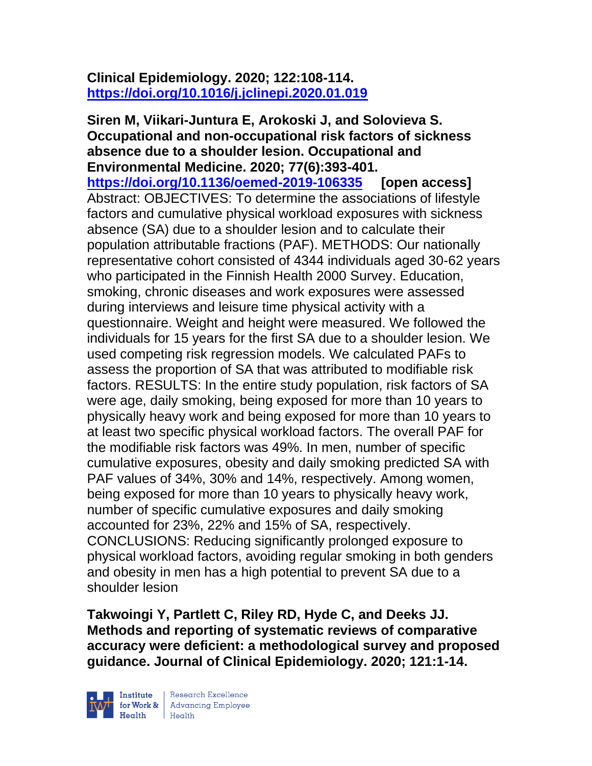**Clinical Epidemiology. 2020; 122:108-114.**
**https://doi.org/10.1016/j.jclinepi.2020.01.019**

**Siren M, Viikari-Juntura E, Arokoski J, and Solovieva S. Occupational and non-occupational risk factors of sickness absence due to a shoulder lesion. Occupational and Environmental Medicine. 2020; 77(6):393-401.**
**https://doi.org/10.1136/oemed-2019-106335 [open access]**
Abstract: OBJECTIVES: To determine the associations of lifestyle factors and cumulative physical workload exposures with sickness absence (SA) due to a shoulder lesion and to calculate their population attributable fractions (PAF). METHODS: Our nationally representative cohort consisted of 4344 individuals aged 30-62 years who participated in the Finnish Health 2000 Survey. Education, smoking, chronic diseases and work exposures were assessed during interviews and leisure time physical activity with a questionnaire. Weight and height were measured. We followed the individuals for 15 years for the first SA due to a shoulder lesion. We used competing risk regression models. We calculated PAFs to assess the proportion of SA that was attributed to modifiable risk factors. RESULTS: In the entire study population, risk factors of SA were age, daily smoking, being exposed for more than 10 years to physically heavy work and being exposed for more than 10 years to at least two specific physical workload factors. The overall PAF for the modifiable risk factors was 49%. In men, number of specific cumulative exposures, obesity and daily smoking predicted SA with PAF values of 34%, 30% and 14%, respectively. Among women, being exposed for more than 10 years to physically heavy work, number of specific cumulative exposures and daily smoking accounted for 23%, 22% and 15% of SA, respectively. CONCLUSIONS: Reducing significantly prolonged exposure to physical workload factors, avoiding regular smoking in both genders and obesity in men has a high potential to prevent SA due to a shoulder lesion

**Takwoingi Y, Partlett C, Riley RD, Hyde C, and Deeks JJ. Methods and reporting of systematic reviews of comparative accuracy were deficient: a methodological survey and proposed guidance. Journal of Clinical Epidemiology. 2020; 121:1-14.**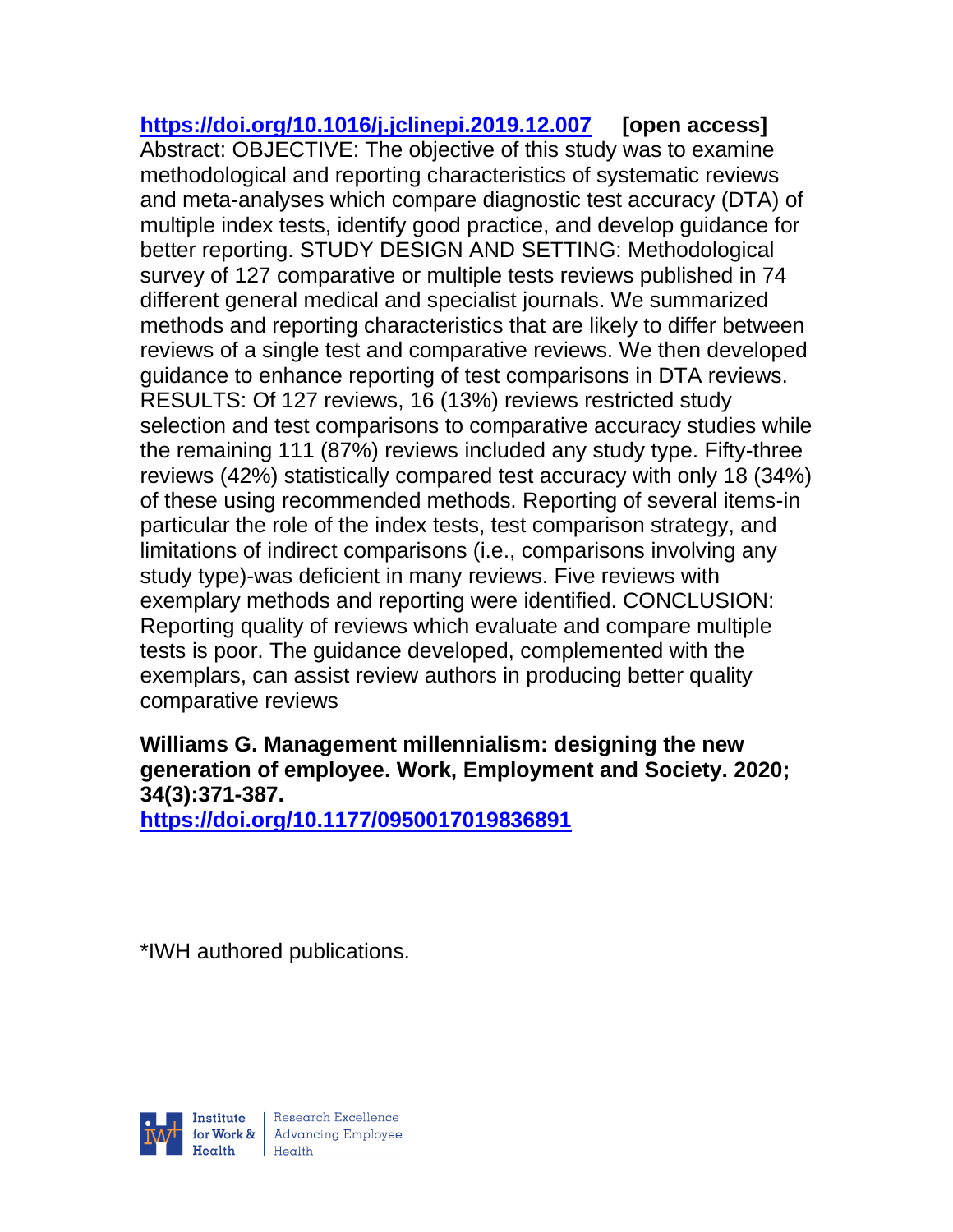https://doi.org/10.1016/j.jclinepi.2019.12.007 **[open access]**
Abstract: OBJECTIVE: The objective of this study was to examine methodological and reporting characteristics of systematic reviews and meta-analyses which compare diagnostic test accuracy (DTA) of multiple index tests, identify good practice, and develop guidance for better reporting. STUDY DESIGN AND SETTING: Methodological survey of 127 comparative or multiple tests reviews published in 74 different general medical and specialist journals. We summarized methods and reporting characteristics that are likely to differ between reviews of a single test and comparative reviews. We then developed guidance to enhance reporting of test comparisons in DTA reviews. RESULTS: Of 127 reviews, 16 (13%) reviews restricted study selection and test comparisons to comparative accuracy studies while the remaining 111 (87%) reviews included any study type. Fifty-three reviews (42%) statistically compared test accuracy with only 18 (34%) of these using recommended methods. Reporting of several items-in particular the role of the index tests, test comparison strategy, and limitations of indirect comparisons (i.e., comparisons involving any study type)-was deficient in many reviews. Five reviews with exemplary methods and reporting were identified. CONCLUSION: Reporting quality of reviews which evaluate and compare multiple tests is poor. The guidance developed, complemented with the exemplars, can assist review authors in producing better quality comparative reviews

**Williams G. Management millennialism: designing the new generation of employee. Work, Employment and Society. 2020; 34(3):371-387.**
https://doi.org/10.1177/0950017019836891

*IWH authored publications.